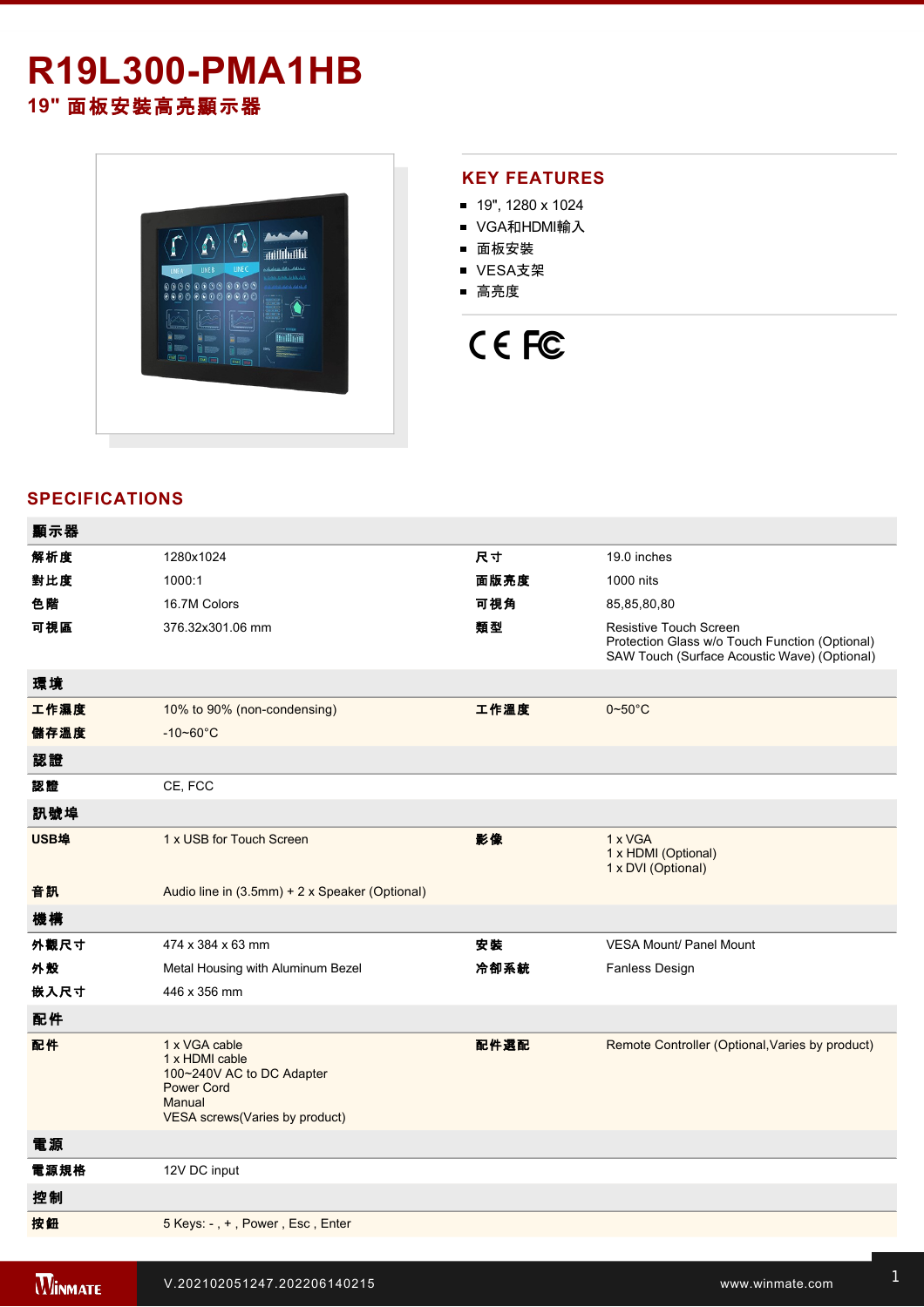# R19L300-PMA1HB

## 19" 面板安裝高亮顯示器

## KEY FEATURES

- 19", 1280 x 1024
- VGA和HDMI輸入
- 面板安裝
- VESA支架
- 高亮度

## SPECIFICATIONS

| 顯示器 | | | |
|---|---|---|---|
| 解析度 | 1280x1024 | 尺寸 | 19.0 inches |
| 對比度 | 1000:1 | 面版亮度 | 1000 nits |
| 色階 | 16.7M Colors | 可視角 | 85,85,80,80 |
| 可視區 | 376.32x301.06 mm | 類型 | Resistive Touch Screen<br>Protection Glass w/o Touch Function (Optional)<br>SAW Touch (Surface Acoustic Wave) (Optional) |
| **環境** | | | |
| 工作濕度 | 10% to 90% (non-condensing) | 工作溫度 | 0~50°C |
| 儲存溫度 | -10~60°C | | |
| **認證** | | | |
| 認證 | CE, FCC | | |
| **訊號埠** | | | |
| USB埠 | 1 x USB for Touch Screen | 影像 | 1 x VGA<br>1 x HDMI (Optional)<br>1 x DVI (Optional) |
| 音訊 | Audio line in (3.5mm) + 2 x Speaker (Optional) | | |
| **機構** | | | |
| 外觀尺寸 | 474 x 384 x 63 mm | 安裝 | VESA Mount/ Panel Mount |
| 外殼 | Metal Housing with Aluminum Bezel | 冷卻系統 | Fanless Design |
| 嵌入尺寸 | 446 x 356 mm | | |
| **配件** | | | |
| 配件 | 1 x VGA cable<br>1 x HDMI cable<br>100~240V AC to DC Adapter<br>Power Cord<br>Manual<br>VESA screws(Varies by product) | 配件選配 | Remote Controller (Optional,Varies by product) |
| **電源** | | | |
| 電源規格 | 12V DC input | | |
| **控制** | | | |
| 按鈕 | 5 Keys: - , + , Power , Esc , Enter | | |

V.202102051247.202206140215

www.winmate.com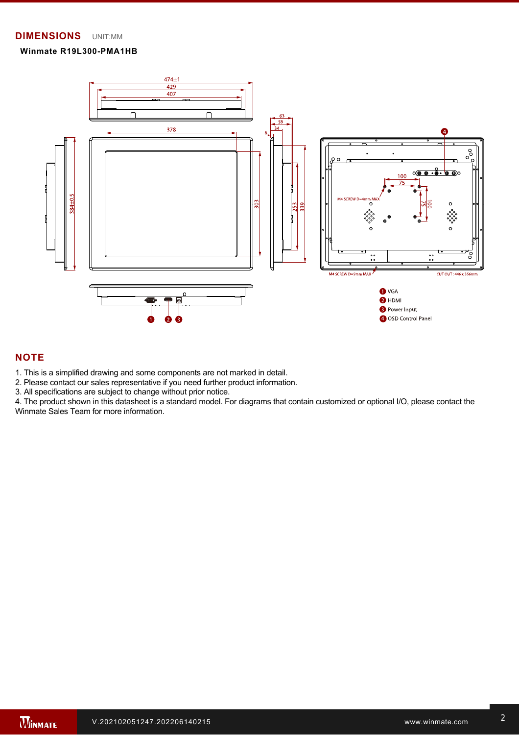## DIMENSIONS UNIT:MM

**Winmate R19L300-PMA1HB**

474±1
429
407
378
384±0.5
303
63
59
34
8
253
339
100
75
75
100
M4 SCREW D=4mm MAX
M4 SCREW D=5mm MAX
CUT OUT : 446 x 356mm

1. VGA
2. HDMI
3. Power Input
4. OSD Control Panel

## NOTE

1. This is a simplified drawing and some components are not marked in detail.
2. Please contact our sales representative if you need further product information.
3. All specifications are subject to change without prior notice.
4. The product shown in this datasheet is a standard model. For diagrams that contain customized or optional I/O, please contact the Winmate Sales Team for more information.